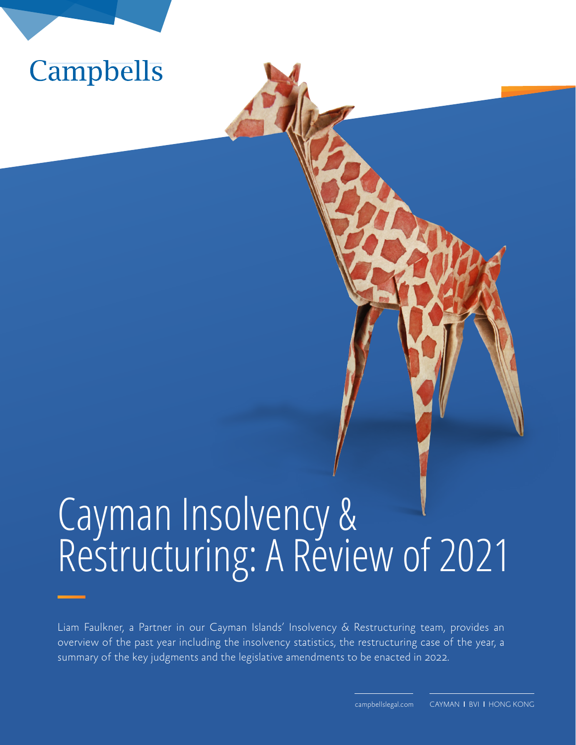Campbells

# Cayman Insolvency & Restructuring: A Review of 2021

Liam Faulkner, a Partner in our Cayman Islands' Insolvency & Restructuring team, provides an overview of the past year including the insolvency statistics, the restructuring case of the year, a summary of the key judgments and the legislative amendments to be enacted in 2022.

campbellslegal.com CAYMAN | BVI | HONG KONG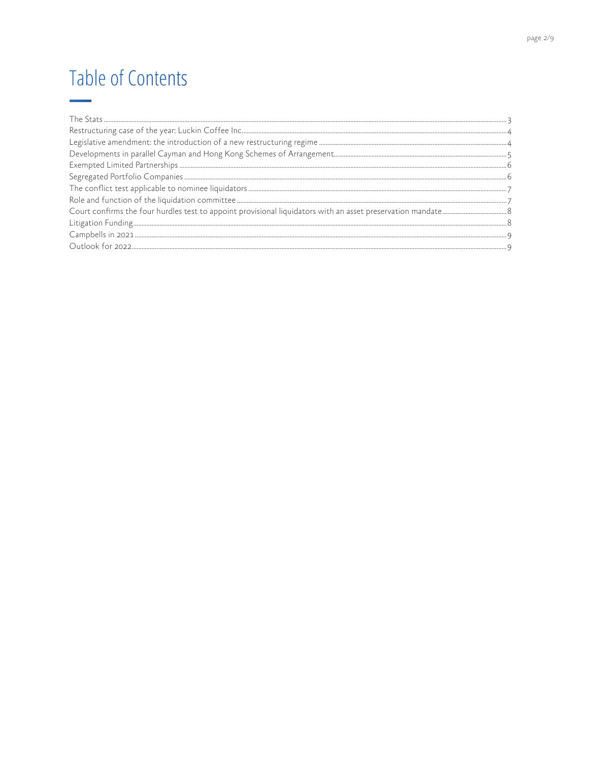# Table of Contents

- The Stats ... 3
- Restructuring case of the year: Luckin Coffee Inc. ... 4
- Legislative amendment: the introduction of a new restructuring regime ... 4
- Developments in parallel Cayman and Hong Kong Schemes of Arrangement ... 5
- Exempted Limited Partnerships ... 6
- Segregated Portfolio Companies ... 6
- The conflict test applicable to nominee liquidators ... 7
- Role and function of the liquidation committee ... 7
- Court confirms the four hurdles test to appoint provisional liquidators with an asset preservation mandate ... 8
- Litigation Funding ... 8
- Campbells in 2021 ... 9
- Outlook for 2022 ... 9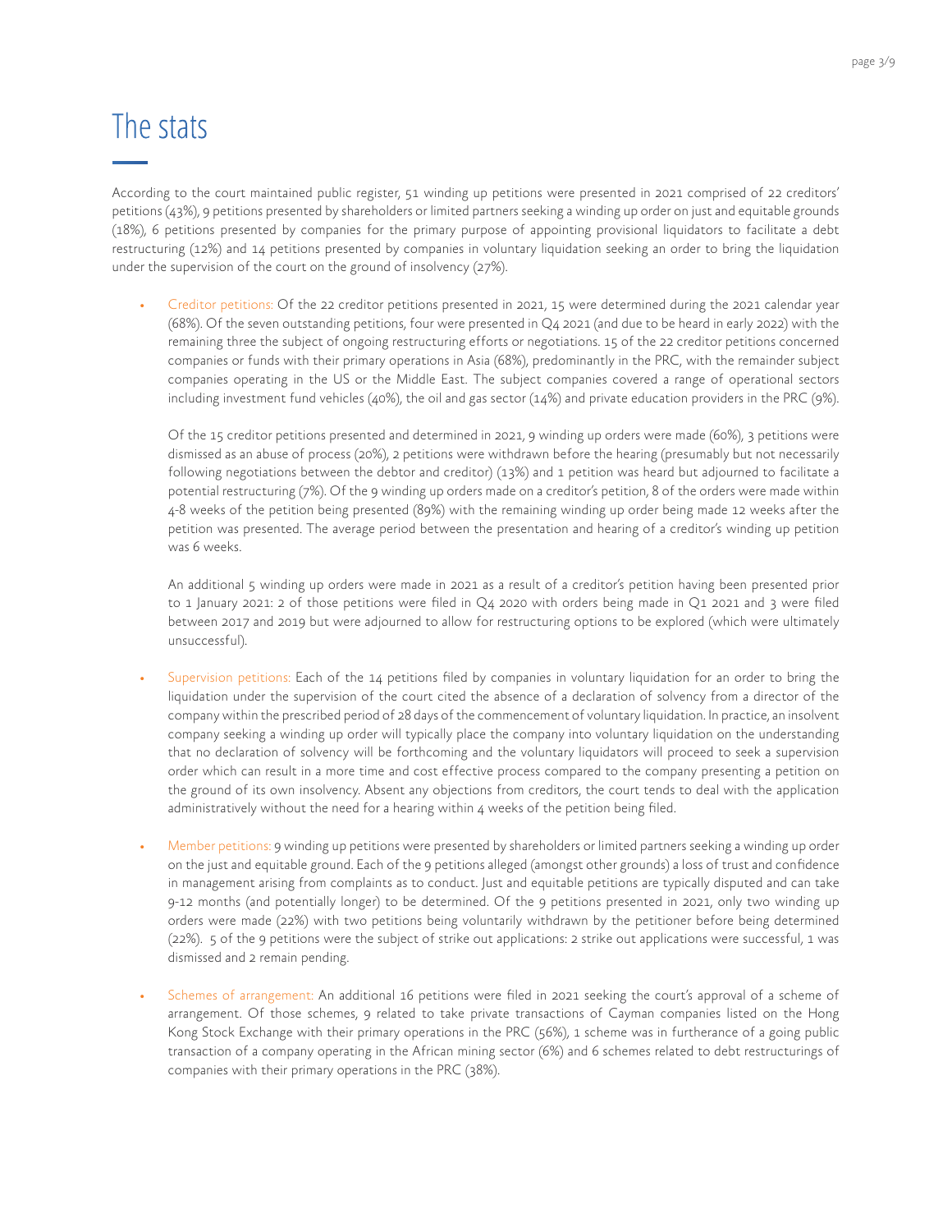# The stats

According to the court maintained public register, 51 winding up petitions were presented in 2021 comprised of 22 creditors' petitions (43%), 9 petitions presented by shareholders or limited partners seeking a winding up order on just and equitable grounds (18%), 6 petitions presented by companies for the primary purpose of appointing provisional liquidators to facilitate a debt restructuring (12%) and 14 petitions presented by companies in voluntary liquidation seeking an order to bring the liquidation under the supervision of the court on the ground of insolvency (27%).

- Creditor petitions: Of the 22 creditor petitions presented in 2021, 15 were determined during the 2021 calendar year (68%). Of the seven outstanding petitions, four were presented in Q4 2021 (and due to be heard in early 2022) with the remaining three the subject of ongoing restructuring efforts or negotiations. 15 of the 22 creditor petitions concerned companies or funds with their primary operations in Asia (68%), predominantly in the PRC, with the remainder subject companies operating in the US or the Middle East. The subject companies covered a range of operational sectors including investment fund vehicles (40%), the oil and gas sector (14%) and private education providers in the PRC (9%).

  Of the 15 creditor petitions presented and determined in 2021, 9 winding up orders were made (60%), 3 petitions were dismissed as an abuse of process (20%), 2 petitions were withdrawn before the hearing (presumably but not necessarily following negotiations between the debtor and creditor) (13%) and 1 petition was heard but adjourned to facilitate a potential restructuring (7%). Of the 9 winding up orders made on a creditor's petition, 8 of the orders were made within 4-8 weeks of the petition being presented (89%) with the remaining winding up order being made 12 weeks after the petition was presented. The average period between the presentation and hearing of a creditor's winding up petition was 6 weeks.

  An additional 5 winding up orders were made in 2021 as a result of a creditor's petition having been presented prior to 1 January 2021: 2 of those petitions were filed in Q4 2020 with orders being made in Q1 2021 and 3 were filed between 2017 and 2019 but were adjourned to allow for restructuring options to be explored (which were ultimately unsuccessful).

- Supervision petitions: Each of the 14 petitions filed by companies in voluntary liquidation for an order to bring the liquidation under the supervision of the court cited the absence of a declaration of solvency from a director of the company within the prescribed period of 28 days of the commencement of voluntary liquidation. In practice, an insolvent company seeking a winding up order will typically place the company into voluntary liquidation on the understanding that no declaration of solvency will be forthcoming and the voluntary liquidators will proceed to seek a supervision order which can result in a more time and cost effective process compared to the company presenting a petition on the ground of its own insolvency. Absent any objections from creditors, the court tends to deal with the application administratively without the need for a hearing within 4 weeks of the petition being filed.

- Member petitions: 9 winding up petitions were presented by shareholders or limited partners seeking a winding up order on the just and equitable ground. Each of the 9 petitions alleged (amongst other grounds) a loss of trust and confidence in management arising from complaints as to conduct. Just and equitable petitions are typically disputed and can take 9-12 months (and potentially longer) to be determined. Of the 9 petitions presented in 2021, only two winding up orders were made (22%) with two petitions being voluntarily withdrawn by the petitioner before being determined (22%). 5 of the 9 petitions were the subject of strike out applications: 2 strike out applications were successful, 1 was dismissed and 2 remain pending.

- Schemes of arrangement: An additional 16 petitions were filed in 2021 seeking the court's approval of a scheme of arrangement. Of those schemes, 9 related to take private transactions of Cayman companies listed on the Hong Kong Stock Exchange with their primary operations in the PRC (56%), 1 scheme was in furtherance of a going public transaction of a company operating in the African mining sector (6%) and 6 schemes related to debt restructurings of companies with their primary operations in the PRC (38%).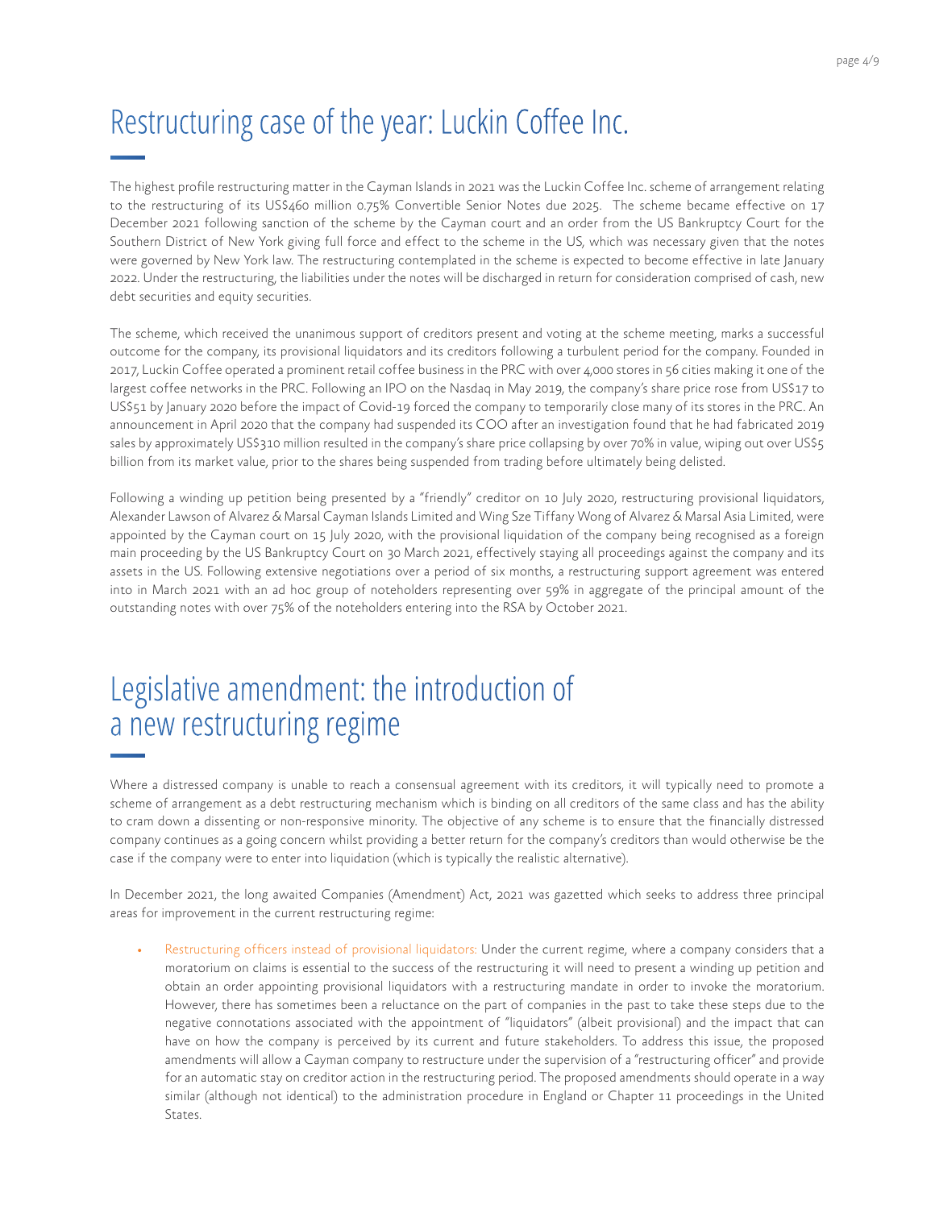# Restructuring case of the year: Luckin Coffee Inc.

The highest profile restructuring matter in the Cayman Islands in 2021 was the Luckin Coffee Inc. scheme of arrangement relating to the restructuring of its US$460 million 0.75% Convertible Senior Notes due 2025. The scheme became effective on 17 December 2021 following sanction of the scheme by the Cayman court and an order from the US Bankruptcy Court for the Southern District of New York giving full force and effect to the scheme in the US, which was necessary given that the notes were governed by New York law. The restructuring contemplated in the scheme is expected to become effective in late January 2022. Under the restructuring, the liabilities under the notes will be discharged in return for consideration comprised of cash, new debt securities and equity securities.

The scheme, which received the unanimous support of creditors present and voting at the scheme meeting, marks a successful outcome for the company, its provisional liquidators and its creditors following a turbulent period for the company. Founded in 2017, Luckin Coffee operated a prominent retail coffee business in the PRC with over 4,000 stores in 56 cities making it one of the largest coffee networks in the PRC. Following an IPO on the Nasdaq in May 2019, the company's share price rose from US$17 to US$51 by January 2020 before the impact of Covid-19 forced the company to temporarily close many of its stores in the PRC. An announcement in April 2020 that the company had suspended its COO after an investigation found that he had fabricated 2019 sales by approximately US$310 million resulted in the company's share price collapsing by over 70% in value, wiping out over US$5 billion from its market value, prior to the shares being suspended from trading before ultimately being delisted.

Following a winding up petition being presented by a "friendly" creditor on 10 July 2020, restructuring provisional liquidators, Alexander Lawson of Alvarez & Marsal Cayman Islands Limited and Wing Sze Tiffany Wong of Alvarez & Marsal Asia Limited, were appointed by the Cayman court on 15 July 2020, with the provisional liquidation of the company being recognised as a foreign main proceeding by the US Bankruptcy Court on 30 March 2021, effectively staying all proceedings against the company and its assets in the US. Following extensive negotiations over a period of six months, a restructuring support agreement was entered into in March 2021 with an ad hoc group of noteholders representing over 59% in aggregate of the principal amount of the outstanding notes with over 75% of the noteholders entering into the RSA by October 2021.

# Legislative amendment: the introduction of a new restructuring regime

Where a distressed company is unable to reach a consensual agreement with its creditors, it will typically need to promote a scheme of arrangement as a debt restructuring mechanism which is binding on all creditors of the same class and has the ability to cram down a dissenting or non-responsive minority. The objective of any scheme is to ensure that the financially distressed company continues as a going concern whilst providing a better return for the company's creditors than would otherwise be the case if the company were to enter into liquidation (which is typically the realistic alternative).

In December 2021, the long awaited Companies (Amendment) Act, 2021 was gazetted which seeks to address three principal areas for improvement in the current restructuring regime:

- Restructuring officers instead of provisional liquidators: Under the current regime, where a company considers that a moratorium on claims is essential to the success of the restructuring it will need to present a winding up petition and obtain an order appointing provisional liquidators with a restructuring mandate in order to invoke the moratorium. However, there has sometimes been a reluctance on the part of companies in the past to take these steps due to the negative connotations associated with the appointment of "liquidators" (albeit provisional) and the impact that can have on how the company is perceived by its current and future stakeholders. To address this issue, the proposed amendments will allow a Cayman company to restructure under the supervision of a "restructuring officer" and provide for an automatic stay on creditor action in the restructuring period. The proposed amendments should operate in a way similar (although not identical) to the administration procedure in England or Chapter 11 proceedings in the United States.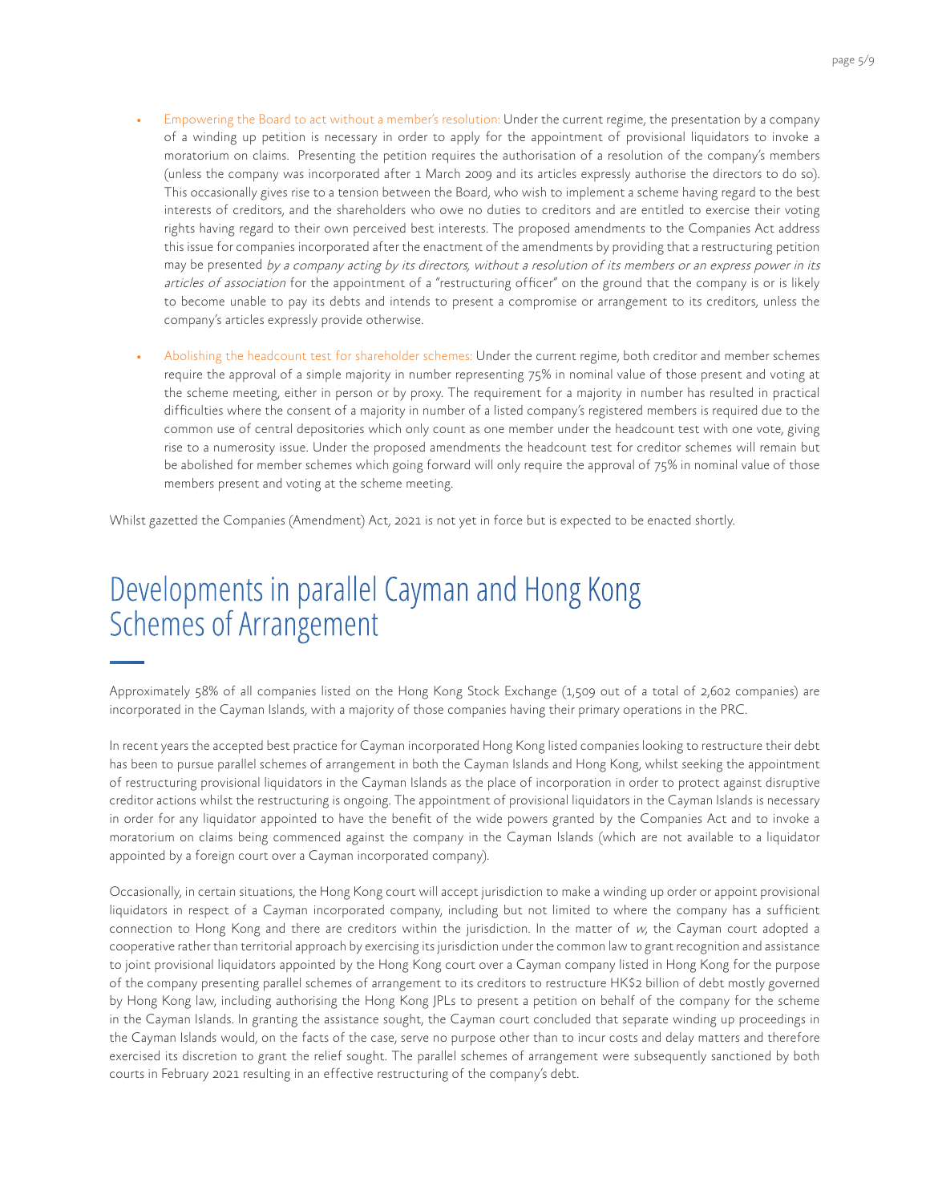- Empowering the Board to act without a member's resolution: Under the current regime, the presentation by a company of a winding up petition is necessary in order to apply for the appointment of provisional liquidators to invoke a moratorium on claims. Presenting the petition requires the authorisation of a resolution of the company's members (unless the company was incorporated after 1 March 2009 and its articles expressly authorise the directors to do so). This occasionally gives rise to a tension between the Board, who wish to implement a scheme having regard to the best interests of creditors, and the shareholders who owe no duties to creditors and are entitled to exercise their voting rights having regard to their own perceived best interests. The proposed amendments to the Companies Act address this issue for companies incorporated after the enactment of the amendments by providing that a restructuring petition may be presented *by a company acting by its directors, without a resolution of its members or an express power in its articles of association* for the appointment of a "restructuring officer" on the ground that the company is or is likely to become unable to pay its debts and intends to present a compromise or arrangement to its creditors, unless the company's articles expressly provide otherwise.

- Abolishing the headcount test for shareholder schemes: Under the current regime, both creditor and member schemes require the approval of a simple majority in number representing 75% in nominal value of those present and voting at the scheme meeting, either in person or by proxy. The requirement for a majority in number has resulted in practical difficulties where the consent of a majority in number of a listed company's registered members is required due to the common use of central depositories which only count as one member under the headcount test with one vote, giving rise to a numerosity issue. Under the proposed amendments the headcount test for creditor schemes will remain but be abolished for member schemes which going forward will only require the approval of 75% in nominal value of those members present and voting at the scheme meeting.

Whilst gazetted the Companies (Amendment) Act, 2021 is not yet in force but is expected to be enacted shortly.

# Developments in parallel Cayman and Hong Kong Schemes of Arrangement

Approximately 58% of all companies listed on the Hong Kong Stock Exchange (1,509 out of a total of 2,602 companies) are incorporated in the Cayman Islands, with a majority of those companies having their primary operations in the PRC.

In recent years the accepted best practice for Cayman incorporated Hong Kong listed companies looking to restructure their debt has been to pursue parallel schemes of arrangement in both the Cayman Islands and Hong Kong, whilst seeking the appointment of restructuring provisional liquidators in the Cayman Islands as the place of incorporation in order to protect against disruptive creditor actions whilst the restructuring is ongoing. The appointment of provisional liquidators in the Cayman Islands is necessary in order for any liquidator appointed to have the benefit of the wide powers granted by the Companies Act and to invoke a moratorium on claims being commenced against the company in the Cayman Islands (which are not available to a liquidator appointed by a foreign court over a Cayman incorporated company).

Occasionally, in certain situations, the Hong Kong court will accept jurisdiction to make a winding up order or appoint provisional liquidators in respect of a Cayman incorporated company, including but not limited to where the company has a sufficient connection to Hong Kong and there are creditors within the jurisdiction. In the matter of *w*, the Cayman court adopted a cooperative rather than territorial approach by exercising its jurisdiction under the common law to grant recognition and assistance to joint provisional liquidators appointed by the Hong Kong court over a Cayman company listed in Hong Kong for the purpose of the company presenting parallel schemes of arrangement to its creditors to restructure HK$2 billion of debt mostly governed by Hong Kong law, including authorising the Hong Kong JPLs to present a petition on behalf of the company for the scheme in the Cayman Islands. In granting the assistance sought, the Cayman court concluded that separate winding up proceedings in the Cayman Islands would, on the facts of the case, serve no purpose other than to incur costs and delay matters and therefore exercised its discretion to grant the relief sought. The parallel schemes of arrangement were subsequently sanctioned by both courts in February 2021 resulting in an effective restructuring of the company's debt.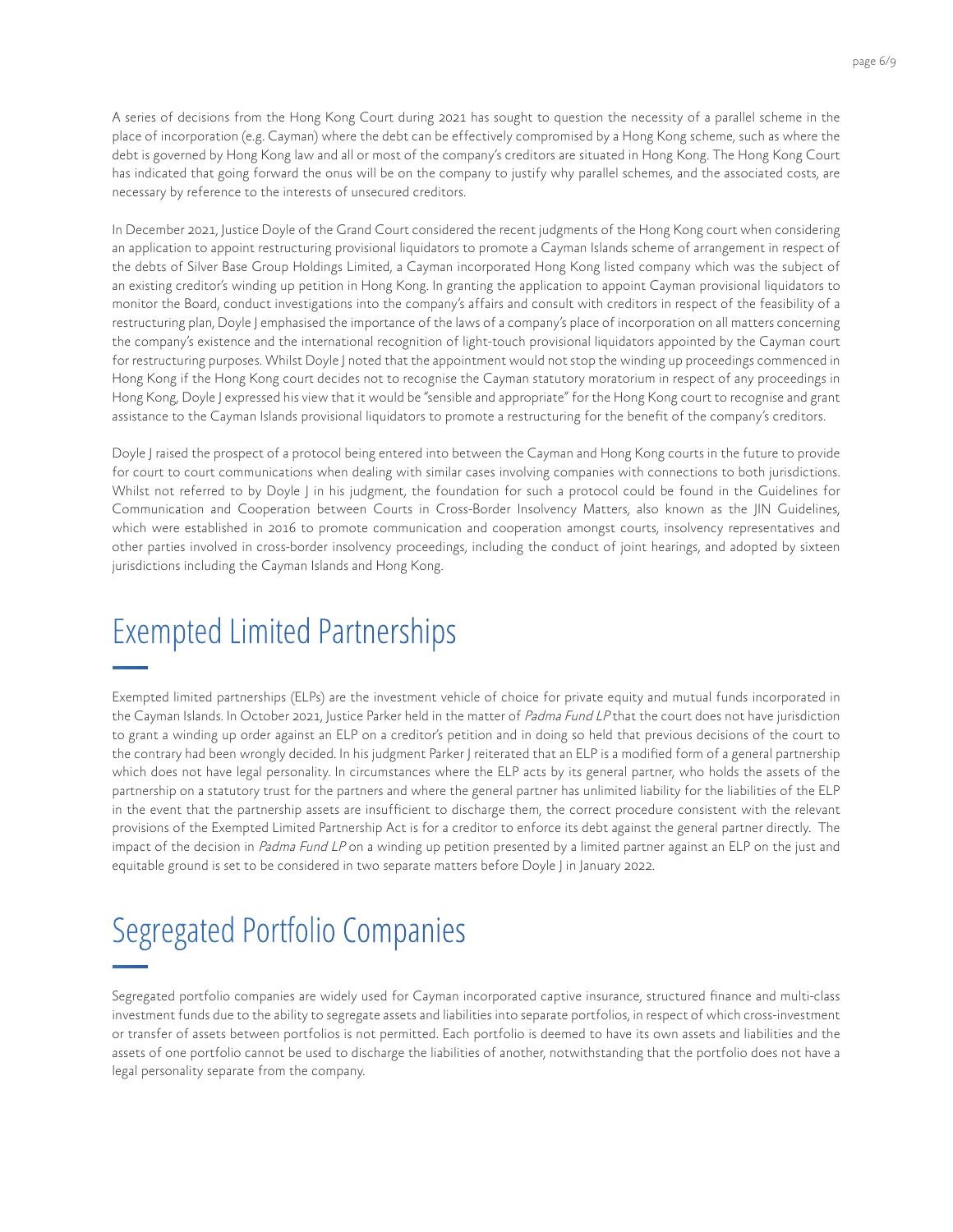A series of decisions from the Hong Kong Court during 2021 has sought to question the necessity of a parallel scheme in the place of incorporation (e.g. Cayman) where the debt can be effectively compromised by a Hong Kong scheme, such as where the debt is governed by Hong Kong law and all or most of the company's creditors are situated in Hong Kong. The Hong Kong Court has indicated that going forward the onus will be on the company to justify why parallel schemes, and the associated costs, are necessary by reference to the interests of unsecured creditors.

In December 2021, Justice Doyle of the Grand Court considered the recent judgments of the Hong Kong court when considering an application to appoint restructuring provisional liquidators to promote a Cayman Islands scheme of arrangement in respect of the debts of Silver Base Group Holdings Limited, a Cayman incorporated Hong Kong listed company which was the subject of an existing creditor's winding up petition in Hong Kong. In granting the application to appoint Cayman provisional liquidators to monitor the Board, conduct investigations into the company's affairs and consult with creditors in respect of the feasibility of a restructuring plan, Doyle J emphasised the importance of the laws of a company's place of incorporation on all matters concerning the company's existence and the international recognition of light-touch provisional liquidators appointed by the Cayman court for restructuring purposes. Whilst Doyle J noted that the appointment would not stop the winding up proceedings commenced in Hong Kong if the Hong Kong court decides not to recognise the Cayman statutory moratorium in respect of any proceedings in Hong Kong, Doyle J expressed his view that it would be "sensible and appropriate" for the Hong Kong court to recognise and grant assistance to the Cayman Islands provisional liquidators to promote a restructuring for the benefit of the company's creditors.

Doyle J raised the prospect of a protocol being entered into between the Cayman and Hong Kong courts in the future to provide for court to court communications when dealing with similar cases involving companies with connections to both jurisdictions. Whilst not referred to by Doyle J in his judgment, the foundation for such a protocol could be found in the Guidelines for Communication and Cooperation between Courts in Cross-Border Insolvency Matters, also known as the JIN Guidelines, which were established in 2016 to promote communication and cooperation amongst courts, insolvency representatives and other parties involved in cross-border insolvency proceedings, including the conduct of joint hearings, and adopted by sixteen jurisdictions including the Cayman Islands and Hong Kong.

## Exempted Limited Partnerships

Exempted limited partnerships (ELPs) are the investment vehicle of choice for private equity and mutual funds incorporated in the Cayman Islands. In October 2021, Justice Parker held in the matter of *Padma Fund LP* that the court does not have jurisdiction to grant a winding up order against an ELP on a creditor's petition and in doing so held that previous decisions of the court to the contrary had been wrongly decided. In his judgment Parker J reiterated that an ELP is a modified form of a general partnership which does not have legal personality. In circumstances where the ELP acts by its general partner, who holds the assets of the partnership on a statutory trust for the partners and where the general partner has unlimited liability for the liabilities of the ELP in the event that the partnership assets are insufficient to discharge them, the correct procedure consistent with the relevant provisions of the Exempted Limited Partnership Act is for a creditor to enforce its debt against the general partner directly. The impact of the decision in *Padma Fund LP* on a winding up petition presented by a limited partner against an ELP on the just and equitable ground is set to be considered in two separate matters before Doyle J in January 2022.

## Segregated Portfolio Companies

Segregated portfolio companies are widely used for Cayman incorporated captive insurance, structured finance and multi-class investment funds due to the ability to segregate assets and liabilities into separate portfolios, in respect of which cross-investment or transfer of assets between portfolios is not permitted. Each portfolio is deemed to have its own assets and liabilities and the assets of one portfolio cannot be used to discharge the liabilities of another, notwithstanding that the portfolio does not have a legal personality separate from the company.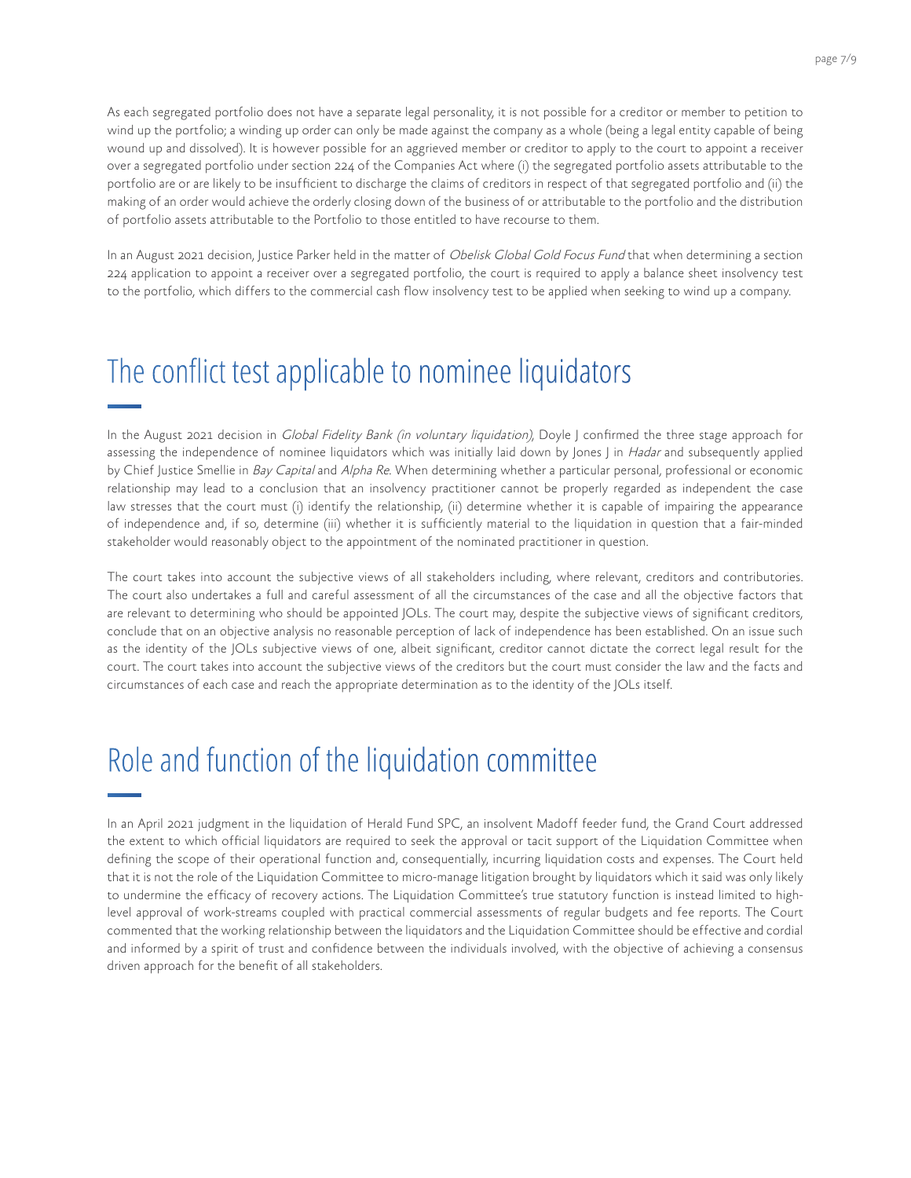As each segregated portfolio does not have a separate legal personality, it is not possible for a creditor or member to petition to wind up the portfolio; a winding up order can only be made against the company as a whole (being a legal entity capable of being wound up and dissolved). It is however possible for an aggrieved member or creditor to apply to the court to appoint a receiver over a segregated portfolio under section 224 of the Companies Act where (i) the segregated portfolio assets attributable to the portfolio are or are likely to be insufficient to discharge the claims of creditors in respect of that segregated portfolio and (ii) the making of an order would achieve the orderly closing down of the business of or attributable to the portfolio and the distribution of portfolio assets attributable to the Portfolio to those entitled to have recourse to them.

In an August 2021 decision, Justice Parker held in the matter of *Obelisk Global Gold Focus Fund* that when determining a section 224 application to appoint a receiver over a segregated portfolio, the court is required to apply a balance sheet insolvency test to the portfolio, which differs to the commercial cash flow insolvency test to be applied when seeking to wind up a company.

## The conflict test applicable to nominee liquidators

In the August 2021 decision in *Global Fidelity Bank (in voluntary liquidation)*, Doyle J confirmed the three stage approach for assessing the independence of nominee liquidators which was initially laid down by Jones J in *Hadar* and subsequently applied by Chief Justice Smellie in *Bay Capital* and *Alpha Re*. When determining whether a particular personal, professional or economic relationship may lead to a conclusion that an insolvency practitioner cannot be properly regarded as independent the case law stresses that the court must (i) identify the relationship, (ii) determine whether it is capable of impairing the appearance of independence and, if so, determine (iii) whether it is sufficiently material to the liquidation in question that a fair-minded stakeholder would reasonably object to the appointment of the nominated practitioner in question.

The court takes into account the subjective views of all stakeholders including, where relevant, creditors and contributories. The court also undertakes a full and careful assessment of all the circumstances of the case and all the objective factors that are relevant to determining who should be appointed JOLs. The court may, despite the subjective views of significant creditors, conclude that on an objective analysis no reasonable perception of lack of independence has been established. On an issue such as the identity of the JOLs subjective views of one, albeit significant, creditor cannot dictate the correct legal result for the court. The court takes into account the subjective views of the creditors but the court must consider the law and the facts and circumstances of each case and reach the appropriate determination as to the identity of the JOLs itself.

## Role and function of the liquidation committee

In an April 2021 judgment in the liquidation of Herald Fund SPC, an insolvent Madoff feeder fund, the Grand Court addressed the extent to which official liquidators are required to seek the approval or tacit support of the Liquidation Committee when defining the scope of their operational function and, consequentially, incurring liquidation costs and expenses. The Court held that it is not the role of the Liquidation Committee to micro-manage litigation brought by liquidators which it said was only likely to undermine the efficacy of recovery actions. The Liquidation Committee's true statutory function is instead limited to high-level approval of work-streams coupled with practical commercial assessments of regular budgets and fee reports. The Court commented that the working relationship between the liquidators and the Liquidation Committee should be effective and cordial and informed by a spirit of trust and confidence between the individuals involved, with the objective of achieving a consensus driven approach for the benefit of all stakeholders.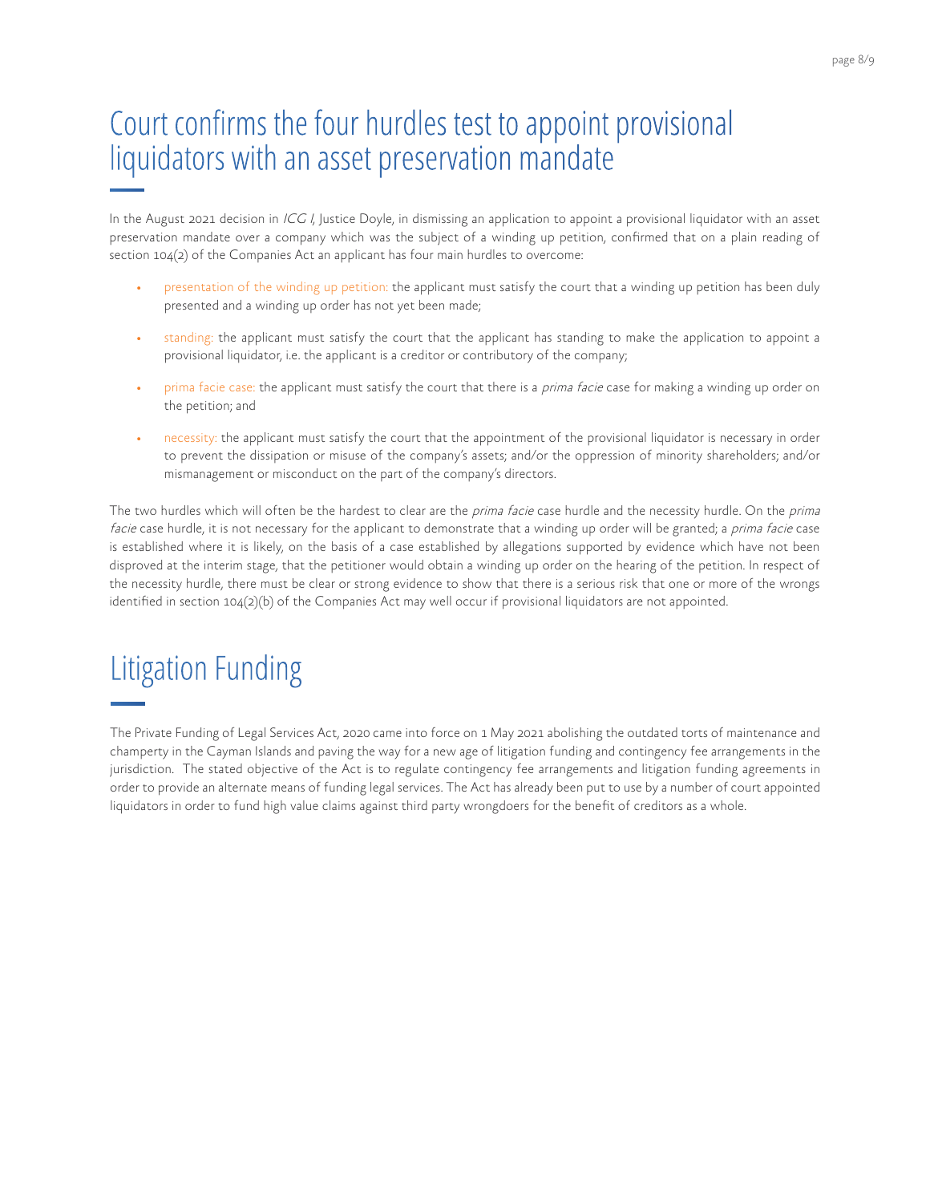## Court confirms the four hurdles test to appoint provisional liquidators with an asset preservation mandate

In the August 2021 decision in *ICG I*, Justice Doyle, in dismissing an application to appoint a provisional liquidator with an asset preservation mandate over a company which was the subject of a winding up petition, confirmed that on a plain reading of section 104(2) of the Companies Act an applicant has four main hurdles to overcome:

- presentation of the winding up petition: the applicant must satisfy the court that a winding up petition has been duly presented and a winding up order has not yet been made;
- standing: the applicant must satisfy the court that the applicant has standing to make the application to appoint a provisional liquidator, i.e. the applicant is a creditor or contributory of the company;
- prima facie case: the applicant must satisfy the court that there is a *prima facie* case for making a winding up order on the petition; and
- necessity: the applicant must satisfy the court that the appointment of the provisional liquidator is necessary in order to prevent the dissipation or misuse of the company's assets; and/or the oppression of minority shareholders; and/or mismanagement or misconduct on the part of the company's directors.

The two hurdles which will often be the hardest to clear are the *prima facie* case hurdle and the necessity hurdle. On the *prima facie* case hurdle, it is not necessary for the applicant to demonstrate that a winding up order will be granted; a *prima facie* case is established where it is likely, on the basis of a case established by allegations supported by evidence which have not been disproved at the interim stage, that the petitioner would obtain a winding up order on the hearing of the petition. In respect of the necessity hurdle, there must be clear or strong evidence to show that there is a serious risk that one or more of the wrongs identified in section 104(2)(b) of the Companies Act may well occur if provisional liquidators are not appointed.

## Litigation Funding

The Private Funding of Legal Services Act, 2020 came into force on 1 May 2021 abolishing the outdated torts of maintenance and champerty in the Cayman Islands and paving the way for a new age of litigation funding and contingency fee arrangements in the jurisdiction. The stated objective of the Act is to regulate contingency fee arrangements and litigation funding agreements in order to provide an alternate means of funding legal services. The Act has already been put to use by a number of court appointed liquidators in order to fund high value claims against third party wrongdoers for the benefit of creditors as a whole.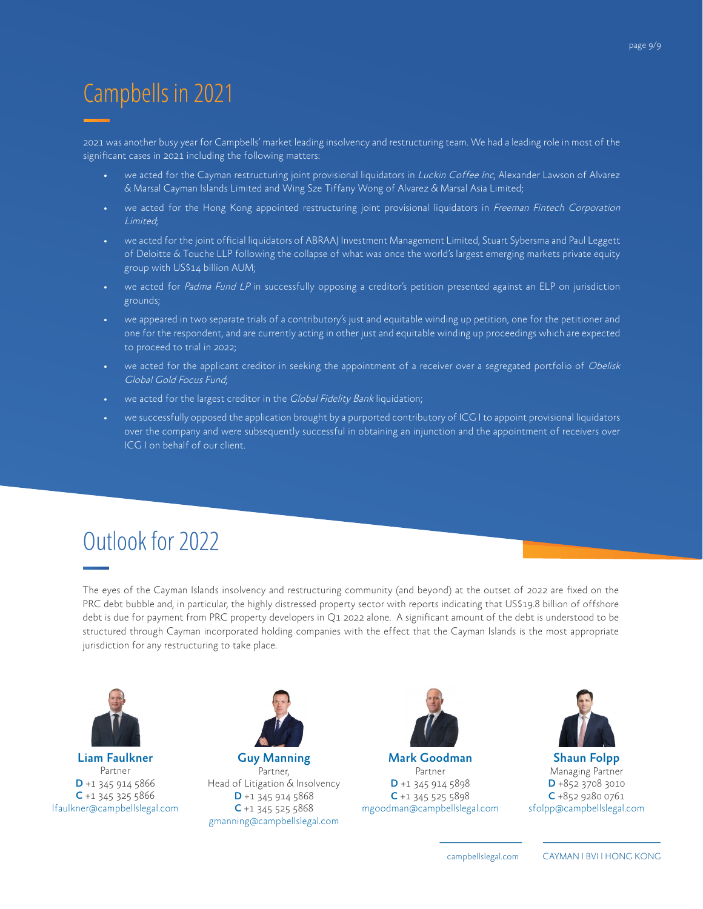# Campbells in 2021

2021 was another busy year for Campbells' market leading insolvency and restructuring team. We had a leading role in most of the significant cases in 2021 including the following matters:

- we acted for the Cayman restructuring joint provisional liquidators in *Luckin Coffee Inc*, Alexander Lawson of Alvarez & Marsal Cayman Islands Limited and Wing Sze Tiffany Wong of Alvarez & Marsal Asia Limited;
- we acted for the Hong Kong appointed restructuring joint provisional liquidators in *Freeman Fintech Corporation Limited*;
- we acted for the joint official liquidators of ABRAAJ Investment Management Limited, Stuart Sybersma and Paul Leggett of Deloitte & Touche LLP following the collapse of what was once the world's largest emerging markets private equity group with US$14 billion AUM;
- we acted for *Padma Fund LP* in successfully opposing a creditor's petition presented against an ELP on jurisdiction grounds;
- we appeared in two separate trials of a contributory's just and equitable winding up petition, one for the petitioner and one for the respondent, and are currently acting in other just and equitable winding up proceedings which are expected to proceed to trial in 2022;
- we acted for the applicant creditor in seeking the appointment of a receiver over a segregated portfolio of *Obelisk Global Gold Focus Fund*;
- we acted for the largest creditor in the *Global Fidelity Bank* liquidation;
- we successfully opposed the application brought by a purported contributory of ICG I to appoint provisional liquidators over the company and were subsequently successful in obtaining an injunction and the appointment of receivers over ICG I on behalf of our client.

# Outlook for 2022

The eyes of the Cayman Islands insolvency and restructuring community (and beyond) at the outset of 2022 are fixed on the PRC debt bubble and, in particular, the highly distressed property sector with reports indicating that US$19.8 billion of offshore debt is due for payment from PRC property developers in Q1 2022 alone. A significant amount of the debt is understood to be structured through Cayman incorporated holding companies with the effect that the Cayman Islands is the most appropriate jurisdiction for any restructuring to take place.

**Liam Faulkner**
Partner
**D** +1 345 914 5866
**C** +1 345 325 5866
lfaulkner@campbellslegal.com

**Guy Manning**
Partner,
Head of Litigation & Insolvency
**D** +1 345 914 5868
**C** +1 345 525 5868
gmanning@campbellslegal.com

**Mark Goodman**
Partner
**D** +1 345 914 5898
**C** +1 345 525 5898
mgoodman@campbellslegal.com

**Shaun Folpp**
Managing Partner
**D** +852 3708 3010
**C** +852 9280 0761
sfolpp@campbellslegal.com

campbellslegal.com

CAYMAN | BVI | HONG KONG